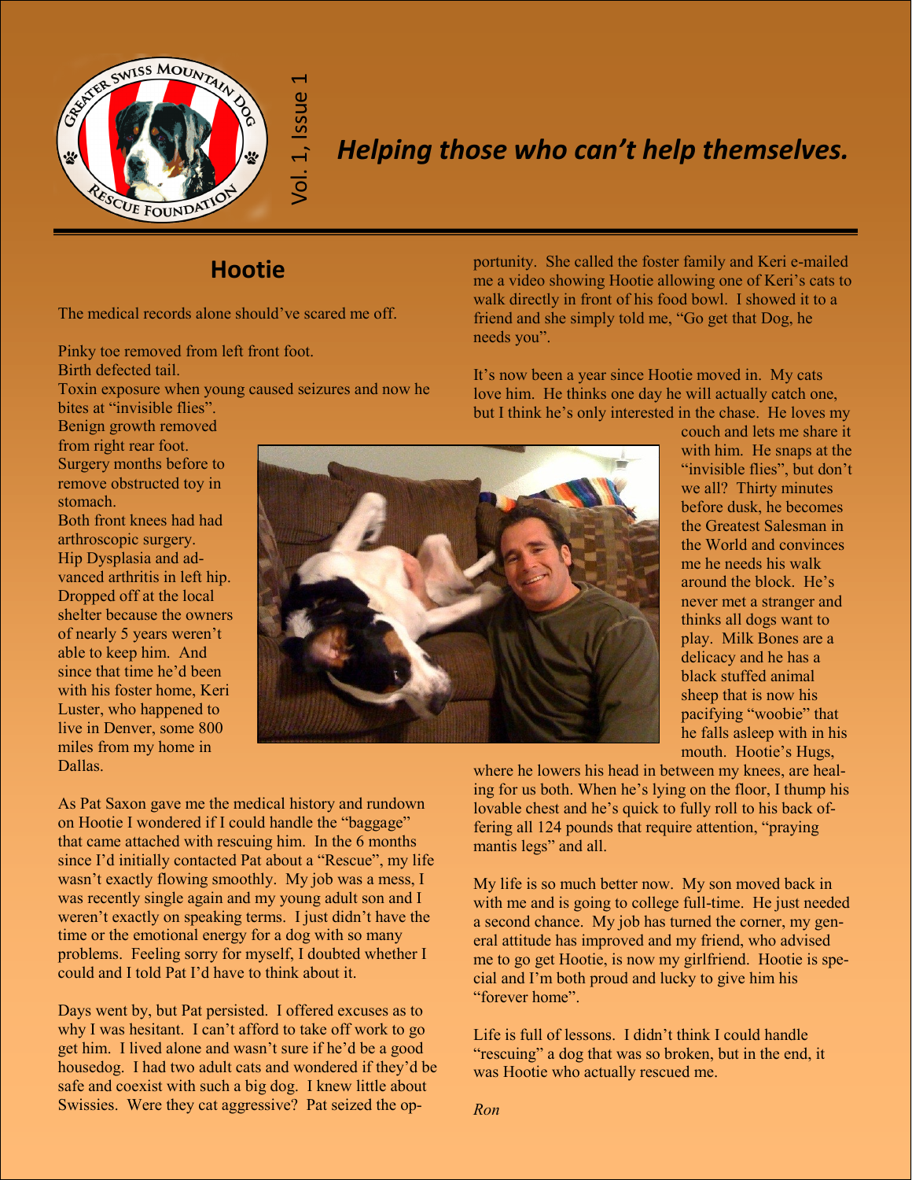*Helping those who can't help themselves.*

## Hootie

The medical records alone should've scared me off.

Pinky toe removed from left front foot.
Birth defected tail.
Toxin exposure when young caused seizures and now he bites at "invisible flies".
Benign growth removed from right rear foot.
Surgery months before to remove obstructed toy in stomach.
Both front knees had had arthroscopic surgery.
Hip Dysplasia and advanced arthritis in left hip.
Dropped off at the local shelter because the owners of nearly 5 years weren't able to keep him. And since that time he'd been with his foster home, Keri Luster, who happened to live in Denver, some 800 miles from my home in Dallas.

As Pat Saxon gave me the medical history and rundown on Hootie I wondered if I could handle the "baggage" that came attached with rescuing him. In the 6 months since I'd initially contacted Pat about a "Rescue", my life wasn't exactly flowing smoothly. My job was a mess, I was recently single again and my young adult son and I weren't exactly on speaking terms. I just didn't have the time or the emotional energy for a dog with so many problems. Feeling sorry for myself, I doubted whether I could and I told Pat I'd have to think about it.

Days went by, but Pat persisted. I offered excuses as to why I was hesitant. I can't afford to take off work to go get him. I lived alone and wasn't sure if he'd be a good housedog. I had two adult cats and wondered if they'd be safe and coexist with such a big dog. I knew little about Swissies. Were they cat aggressive? Pat seized the opportunity. She called the foster family and Keri e-mailed me a video showing Hootie allowing one of Keri's cats to walk directly in front of his food bowl. I showed it to a friend and she simply told me, "Go get that Dog, he needs you".

It's now been a year since Hootie moved in. My cats love him. He thinks one day he will actually catch one, but I think he's only interested in the chase. He loves my couch and lets me share it with him. He snaps at the "invisible flies", but don't we all? Thirty minutes before dusk, he becomes the Greatest Salesman in the World and convinces me he needs his walk around the block. He's never met a stranger and thinks all dogs want to play. Milk Bones are a delicacy and he has a black stuffed animal sheep that is now his pacifying "woobie" that he falls asleep with in his mouth. Hootie's Hugs, where he lowers his head in between my knees, are healing for us both. When he's lying on the floor, I thump his lovable chest and he's quick to fully roll to his back offering all 124 pounds that require attention, "praying mantis legs" and all.

My life is so much better now. My son moved back in with me and is going to college full-time. He just needed a second chance. My job has turned the corner, my general attitude has improved and my friend, who advised me to go get Hootie, is now my girlfriend. Hootie is special and I'm both proud and lucky to give him his "forever home".

Life is full of lessons. I didn't think I could handle "rescuing" a dog that was so broken, but in the end, it was Hootie who actually rescued me.

*Ron*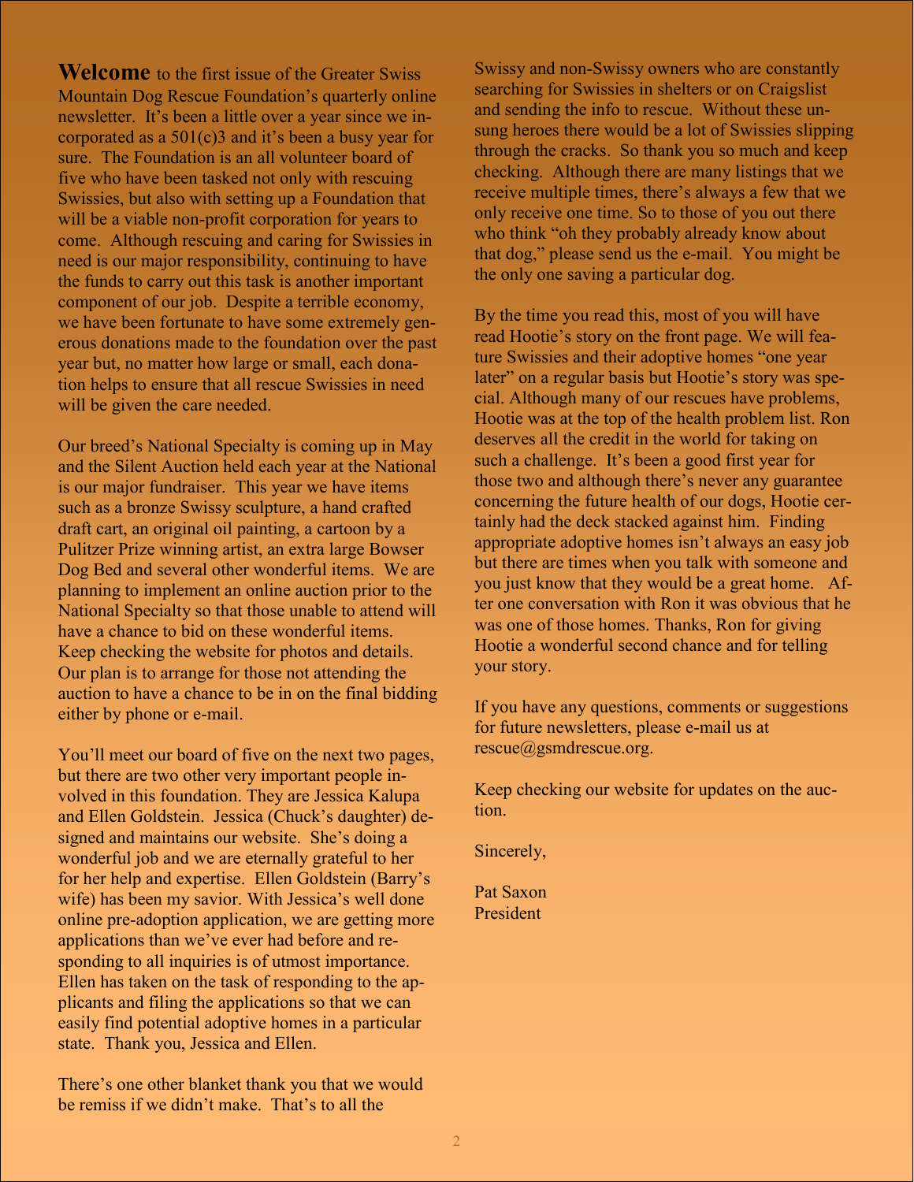**Welcome** to the first issue of the Greater Swiss Mountain Dog Rescue Foundation's quarterly online newsletter. It's been a little over a year since we incorporated as a 501(c)3 and it's been a busy year for sure. The Foundation is an all volunteer board of five who have been tasked not only with rescuing Swissies, but also with setting up a Foundation that will be a viable non-profit corporation for years to come. Although rescuing and caring for Swissies in need is our major responsibility, continuing to have the funds to carry out this task is another important component of our job. Despite a terrible economy, we have been fortunate to have some extremely generous donations made to the foundation over the past year but, no matter how large or small, each donation helps to ensure that all rescue Swissies in need will be given the care needed.

Our breed's National Specialty is coming up in May and the Silent Auction held each year at the National is our major fundraiser. This year we have items such as a bronze Swissy sculpture, a hand crafted draft cart, an original oil painting, a cartoon by a Pulitzer Prize winning artist, an extra large Bowser Dog Bed and several other wonderful items. We are planning to implement an online auction prior to the National Specialty so that those unable to attend will have a chance to bid on these wonderful items. Keep checking the website for photos and details. Our plan is to arrange for those not attending the auction to have a chance to be in on the final bidding either by phone or e-mail.

You'll meet our board of five on the next two pages, but there are two other very important people involved in this foundation. They are Jessica Kalupa and Ellen Goldstein. Jessica (Chuck's daughter) designed and maintains our website. She's doing a wonderful job and we are eternally grateful to her for her help and expertise. Ellen Goldstein (Barry's wife) has been my savior. With Jessica's well done online pre-adoption application, we are getting more applications than we've ever had before and responding to all inquiries is of utmost importance. Ellen has taken on the task of responding to the applicants and filing the applications so that we can easily find potential adoptive homes in a particular state. Thank you, Jessica and Ellen.

There's one other blanket thank you that we would be remiss if we didn't make. That's to all the Swissy and non-Swissy owners who are constantly searching for Swissies in shelters or on Craigslist and sending the info to rescue. Without these unsung heroes there would be a lot of Swissies slipping through the cracks. So thank you so much and keep checking. Although there are many listings that we receive multiple times, there's always a few that we only receive one time. So to those of you out there who think "oh they probably already know about that dog," please send us the e-mail. You might be the only one saving a particular dog.

By the time you read this, most of you will have read Hootie's story on the front page. We will feature Swissies and their adoptive homes "one year later" on a regular basis but Hootie's story was special. Although many of our rescues have problems, Hootie was at the top of the health problem list. Ron deserves all the credit in the world for taking on such a challenge. It's been a good first year for those two and although there's never any guarantee concerning the future health of our dogs, Hootie certainly had the deck stacked against him. Finding appropriate adoptive homes isn't always an easy job but there are times when you talk with someone and you just know that they would be a great home. After one conversation with Ron it was obvious that he was one of those homes. Thanks, Ron for giving Hootie a wonderful second chance and for telling your story.

If you have any questions, comments or suggestions for future newsletters, please e-mail us at rescue@gsmdrescue.org.

Keep checking our website for updates on the auction.

Sincerely,

Pat Saxon
President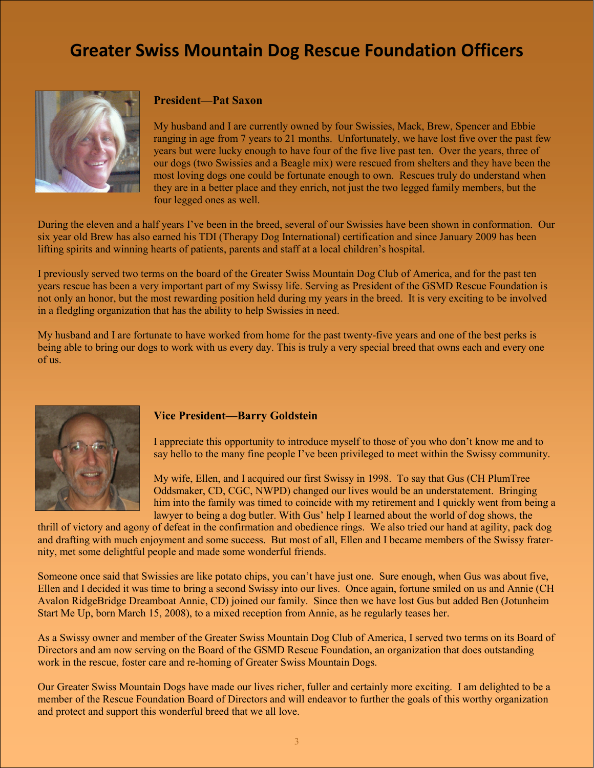# Greater Swiss Mountain Dog Rescue Foundation Officers

## President—Pat Saxon

My husband and I are currently owned by four Swissies, Mack, Brew, Spencer and Ebbie ranging in age from 7 years to 21 months. Unfortunately, we have lost five over the past few years but were lucky enough to have four of the five live past ten. Over the years, three of our dogs (two Swissies and a Beagle mix) were rescued from shelters and they have been the most loving dogs one could be fortunate enough to own. Rescues truly do understand when they are in a better place and they enrich, not just the two legged family members, but the four legged ones as well.

During the eleven and a half years I've been in the breed, several of our Swissies have been shown in conformation. Our six year old Brew has also earned his TDI (Therapy Dog International) certification and since January 2009 has been lifting spirits and winning hearts of patients, parents and staff at a local children's hospital.

I previously served two terms on the board of the Greater Swiss Mountain Dog Club of America, and for the past ten years rescue has been a very important part of my Swissy life. Serving as President of the GSMD Rescue Foundation is not only an honor, but the most rewarding position held during my years in the breed. It is very exciting to be involved in a fledgling organization that has the ability to help Swissies in need.

My husband and I are fortunate to have worked from home for the past twenty-five years and one of the best perks is being able to bring our dogs to work with us every day. This is truly a very special breed that owns each and every one of us.

## Vice President—Barry Goldstein

I appreciate this opportunity to introduce myself to those of you who don't know me and to say hello to the many fine people I've been privileged to meet within the Swissy community.

My wife, Ellen, and I acquired our first Swissy in 1998. To say that Gus (CH PlumTree Oddsmaker, CD, CGC, NWPD) changed our lives would be an understatement. Bringing him into the family was timed to coincide with my retirement and I quickly went from being a lawyer to being a dog butler. With Gus' help I learned about the world of dog shows, the thrill of victory and agony of defeat in the confirmation and obedience rings. We also tried our hand at agility, pack dog and drafting with much enjoyment and some success. But most of all, Ellen and I became members of the Swissy fraternity, met some delightful people and made some wonderful friends.

Someone once said that Swissies are like potato chips, you can't have just one. Sure enough, when Gus was about five, Ellen and I decided it was time to bring a second Swissy into our lives. Once again, fortune smiled on us and Annie (CH Avalon RidgeBridge Dreamboat Annie, CD) joined our family. Since then we have lost Gus but added Ben (Jotunheim Start Me Up, born March 15, 2008), to a mixed reception from Annie, as he regularly teases her.

As a Swissy owner and member of the Greater Swiss Mountain Dog Club of America, I served two terms on its Board of Directors and am now serving on the Board of the GSMD Rescue Foundation, an organization that does outstanding work in the rescue, foster care and re-homing of Greater Swiss Mountain Dogs.

Our Greater Swiss Mountain Dogs have made our lives richer, fuller and certainly more exciting. I am delighted to be a member of the Rescue Foundation Board of Directors and will endeavor to further the goals of this worthy organization and protect and support this wonderful breed that we all love.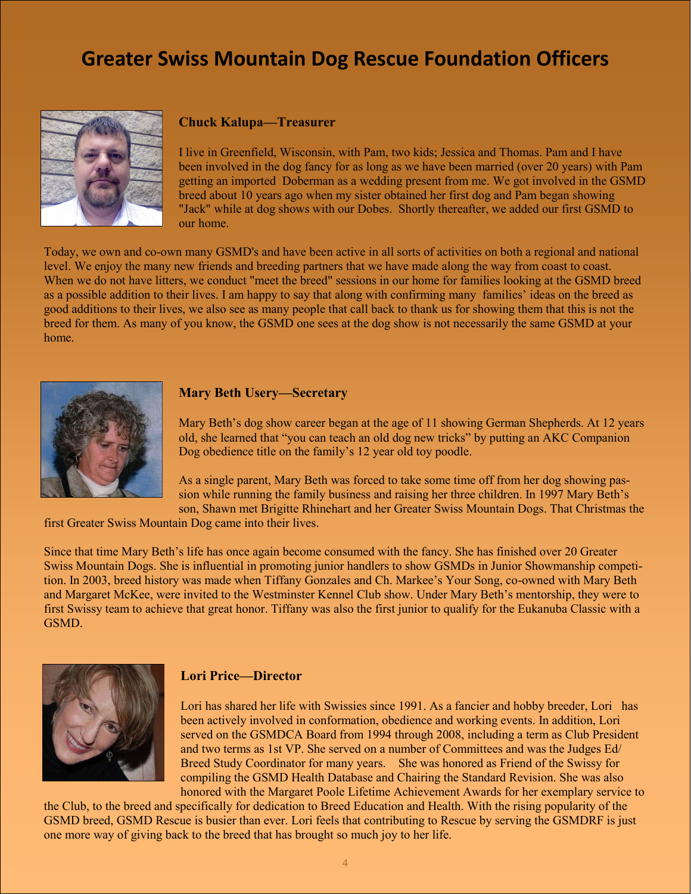# Greater Swiss Mountain Dog Rescue Foundation Officers

**Chuck Kalupa—Treasurer**

I live in Greenfield, Wisconsin, with Pam, two kids; Jessica and Thomas. Pam and I have been involved in the dog fancy for as long as we have been married (over 20 years) with Pam getting an imported Doberman as a wedding present from me. We got involved in the GSMD breed about 10 years ago when my sister obtained her first dog and Pam began showing "Jack" while at dog shows with our Dobes. Shortly thereafter, we added our first GSMD to our home.

Today, we own and co-own many GSMD's and have been active in all sorts of activities on both a regional and national level. We enjoy the many new friends and breeding partners that we have made along the way from coast to coast. When we do not have litters, we conduct "meet the breed" sessions in our home for families looking at the GSMD breed as a possible addition to their lives. I am happy to say that along with confirming many families' ideas on the breed as good additions to their lives, we also see as many people that call back to thank us for showing them that this is not the breed for them. As many of you know, the GSMD one sees at the dog show is not necessarily the same GSMD at your home.

**Mary Beth Usery—Secretary**

Mary Beth's dog show career began at the age of 11 showing German Shepherds. At 12 years old, she learned that "you can teach an old dog new tricks" by putting an AKC Companion Dog obedience title on the family's 12 year old toy poodle.

As a single parent, Mary Beth was forced to take some time off from her dog showing passion while running the family business and raising her three children. In 1997 Mary Beth's son, Shawn met Brigitte Rhinehart and her Greater Swiss Mountain Dogs. That Christmas the first Greater Swiss Mountain Dog came into their lives.

Since that time Mary Beth's life has once again become consumed with the fancy. She has finished over 20 Greater Swiss Mountain Dogs. She is influential in promoting junior handlers to show GSMDs in Junior Showmanship competition. In 2003, breed history was made when Tiffany Gonzales and Ch. Markee's Your Song, co-owned with Mary Beth and Margaret McKee, were invited to the Westminster Kennel Club show. Under Mary Beth's mentorship, they were to first Swissy team to achieve that great honor. Tiffany was also the first junior to qualify for the Eukanuba Classic with a GSMD.

**Lori Price—Director**

Lori has shared her life with Swissies since 1991. As a fancier and hobby breeder, Lori has been actively involved in conformation, obedience and working events. In addition, Lori served on the GSMDCA Board from 1994 through 2008, including a term as Club President and two terms as 1st VP. She served on a number of Committees and was the Judges Ed/ Breed Study Coordinator for many years. She was honored as Friend of the Swissy for compiling the GSMD Health Database and Chairing the Standard Revision. She was also honored with the Margaret Poole Lifetime Achievement Awards for her exemplary service to the Club, to the breed and specifically for dedication to Breed Education and Health. With the rising popularity of the GSMD breed, GSMD Rescue is busier than ever. Lori feels that contributing to Rescue by serving the GSMDRF is just one more way of giving back to the breed that has brought so much joy to her life.